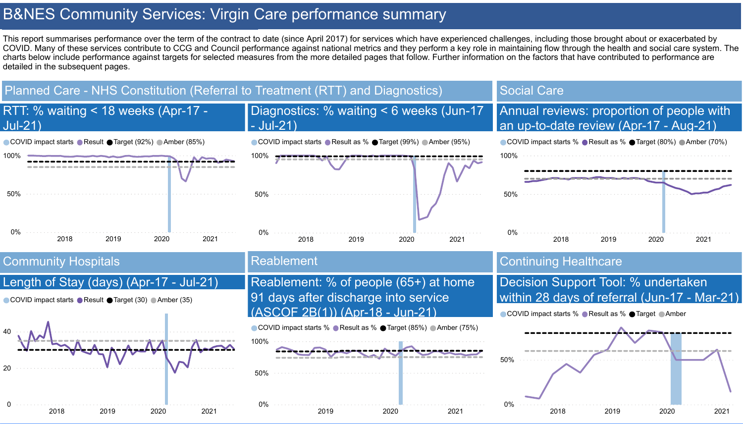# B&NES Community Services: Virgin Care performance summary

This report summarises performance over the term of the contract to date (since April 2017) for services which have experienced challenges, including those brought about or exacerbated by COVID. Many of these services contribute to CCG and Council performance against national metrics and they perform a key role in maintaining flow through the health and social care system. The charts below include performance against targets for selected measures from the more detailed pages that follow. Further information on the factors that have contributed to performance are detailed in the subsequent pages.

## Planned Care - NHS Constitution (Referral to Treatment (RTT) and Diagnostics)

### RTT: % waiting < 18 weeks (Apr-17 - Jul-21)

COVID impact starts · Result · Target (92%) · Amber (85%)

### Diagnostics: % waiting < 6 weeks (Jun-17 - Jul-21)

COVID impact starts · Result as % · Target (99%) · Amber (95%)

## Social Care

### Annual reviews: proportion of people with an up-to-date review (Apr-17 - Aug-21)

COVID impact starts % · Result as % · Target (80%) · Amber (70%)

## Community Hospitals

### Length of Stay (days) (Apr-17 - Jul-21)

COVID impact starts · Result · Target (30) · Amber (35)

## Reablement

### Reablement: % of people (65+) at home 91 days after discharge into service (ASCOF 2B(1)) (Apr-18 - Jun-21)

COVID impact starts % · Result as % · Target (85%) · Amber (75%)

## Continuing Healthcare

### Decision Support Tool: % undertaken within 28 days of referral (Jun-17 - Mar-21)

COVID impact starts % · Result as % · Target · Amber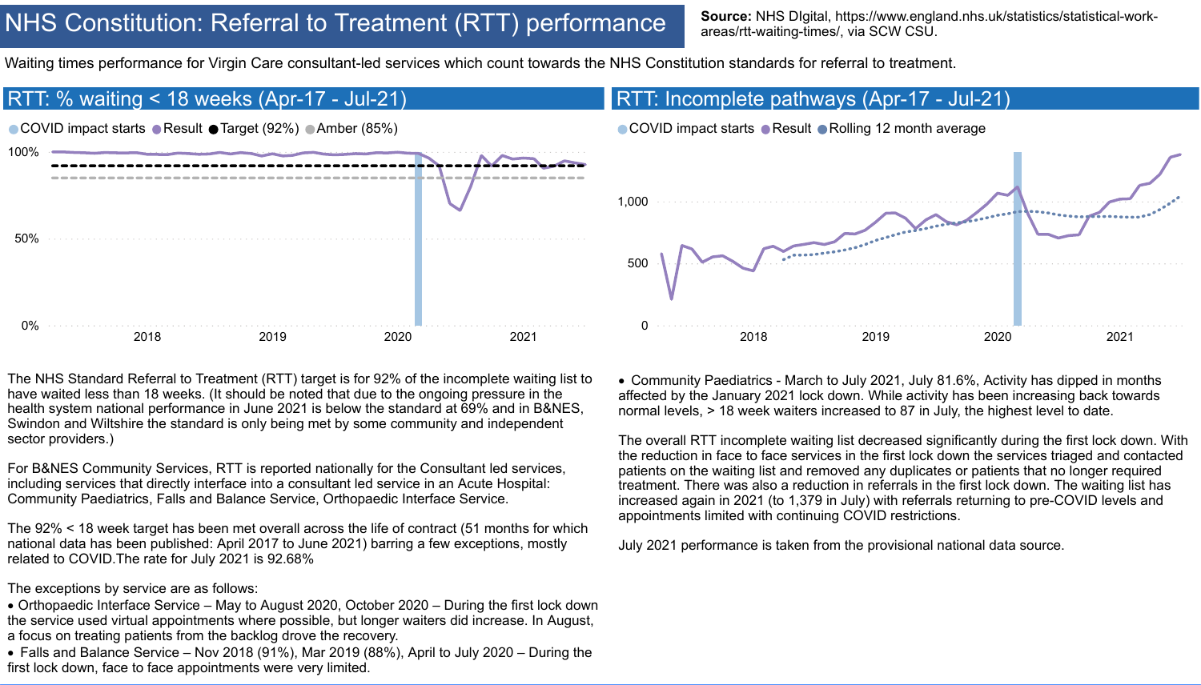# NHS Constitution: Referral to Treatment (RTT) performance

**Source:** NHS DIgital, https://www.england.nhs.uk/statistics/statistical-work-areas/rtt-waiting-times/, via SCW CSU.

Waiting times performance for Virgin Care consultant-led services which count towards the NHS Constitution standards for referral to treatment.

## RTT: % waiting < 18 weeks (Apr-17 - Jul-21)

COVID impact starts, Result, Target (92%), Amber (85%)

The NHS Standard Referral to Treatment (RTT) target is for 92% of the incomplete waiting list to have waited less than 18 weeks. (It should be noted that due to the ongoing pressure in the health system national performance in June 2021 is below the standard at 69% and in B&NES, Swindon and Wiltshire the standard is only being met by some community and independent sector providers.)

For B&NES Community Services, RTT is reported nationally for the Consultant led services, including services that directly interface into a consultant led service in an Acute Hospital: Community Paediatrics, Falls and Balance Service, Orthopaedic Interface Service.

The 92% < 18 week target has been met overall across the life of contract (51 months for which national data has been published: April 2017 to June 2021) barring a few exceptions, mostly related to COVID.The rate for July 2021 is 92.68%

The exceptions by service are as follows:

- Orthopaedic Interface Service – May to August 2020, October 2020 – During the first lock down the service used virtual appointments where possible, but longer waiters did increase. In August, a focus on treating patients from the backlog drove the recovery.
- Falls and Balance Service – Nov 2018 (91%), Mar 2019 (88%), April to July 2020 – During the first lock down, face to face appointments were very limited.

## RTT: Incomplete pathways (Apr-17 - Jul-21)

COVID impact starts, Result, Rolling 12 month average

- Community Paediatrics - March to July 2021, July 81.6%, Activity has dipped in months affected by the January 2021 lock down. While activity has been increasing back towards normal levels, > 18 week waiters increased to 87 in July, the highest level to date.

The overall RTT incomplete waiting list decreased significantly during the first lock down. With the reduction in face to face services in the first lock down the services triaged and contacted patients on the waiting list and removed any duplicates or patients that no longer required treatment. There was also a reduction in referrals in the first lock down. The waiting list has increased again in 2021 (to 1,379 in July) with referrals returning to pre-COVID levels and appointments limited with continuing COVID restrictions.

July 2021 performance is taken from the provisional national data source.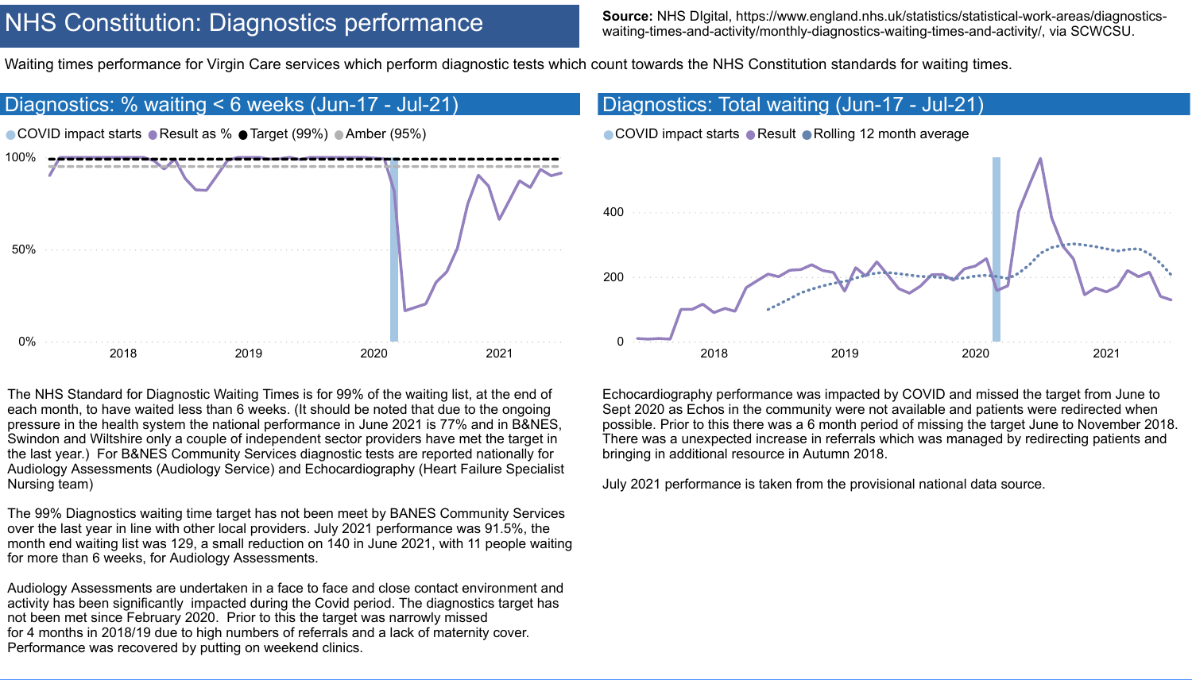# NHS Constitution: Diagnostics performance

**Source:** NHS DIgital, https://www.england.nhs.uk/statistics/statistical-work-areas/diagnostics-waiting-times-and-activity/monthly-diagnostics-waiting-times-and-activity/, via SCWCSU.

Waiting times performance for Virgin Care services which perform diagnostic tests which count towards the NHS Constitution standards for waiting times.

## Diagnostics: % waiting < 6 weeks (Jun-17 - Jul-21)

COVID impact starts | Result as % | Target (99%) | Amber (95%)

The NHS Standard for Diagnostic Waiting Times is for 99% of the waiting list, at the end of each month, to have waited less than 6 weeks. (It should be noted that due to the ongoing pressure in the health system the national performance in June 2021 is 77% and in B&NES, Swindon and Wiltshire only a couple of independent sector providers have met the target in the last year.) For B&NES Community Services diagnostic tests are reported nationally for Audiology Assessments (Audiology Service) and Echocardiography (Heart Failure Specialist Nursing team)

The 99% Diagnostics waiting time target has not been meet by BANES Community Services over the last year in line with other local providers. July 2021 performance was 91.5%, the month end waiting list was 129, a small reduction on 140 in June 2021, with 11 people waiting for more than 6 weeks, for Audiology Assessments.

Audiology Assessments are undertaken in a face to face and close contact environment and activity has been significantly impacted during the Covid period. The diagnostics target has not been met since February 2020. Prior to this the target was narrowly missed for 4 months in 2018/19 due to high numbers of referrals and a lack of maternity cover. Performance was recovered by putting on weekend clinics.

## Diagnostics: Total waiting (Jun-17 - Jul-21)

COVID impact starts | Result | Rolling 12 month average

Echocardiography performance was impacted by COVID and missed the target from June to Sept 2020 as Echos in the community were not available and patients were redirected when possible. Prior to this there was a 6 month period of missing the target June to November 2018. There was a unexpected increase in referrals which was managed by redirecting patients and bringing in additional resource in Autumn 2018.

July 2021 performance is taken from the provisional national data source.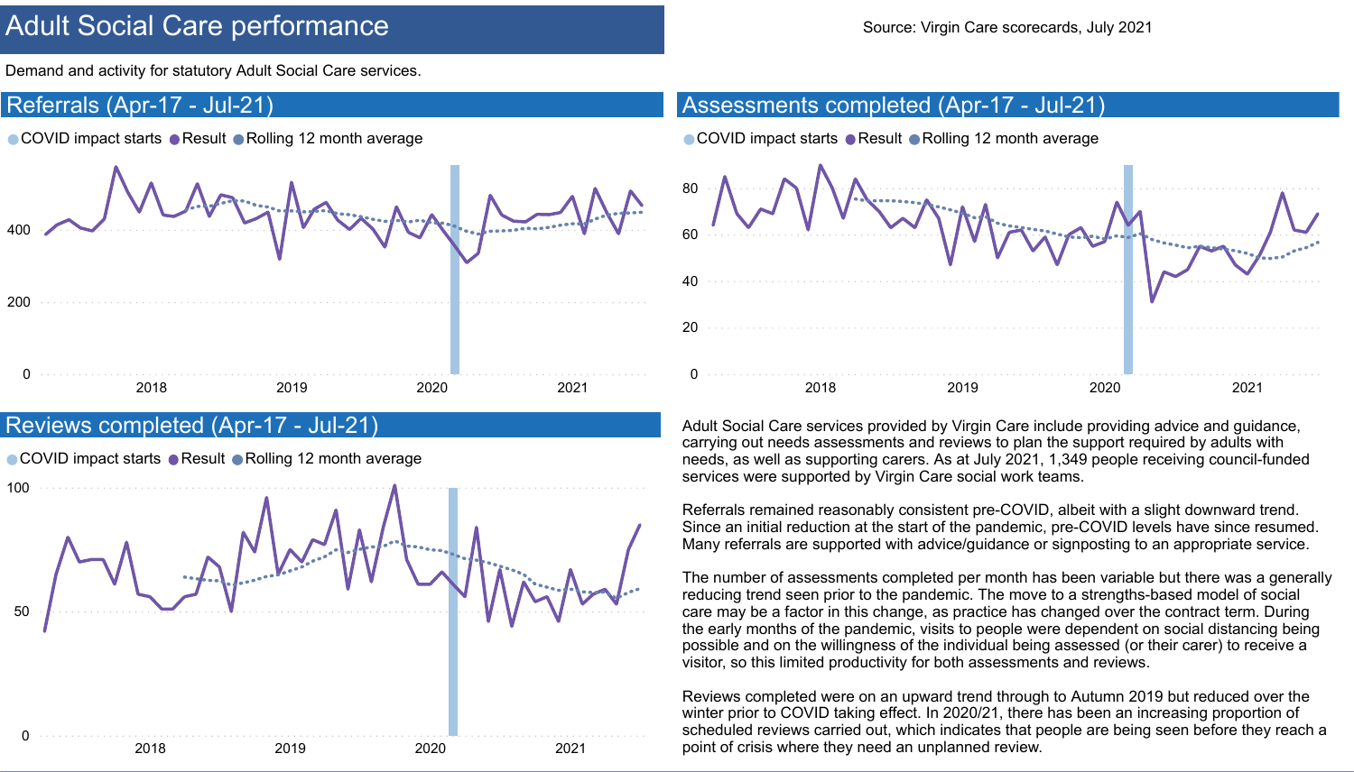# Adult Social Care performance

Source: Virgin Care scorecards, July 2021

Demand and activity for statutory Adult Social Care services.

## Referrals (Apr-17 - Jul-21)

COVID impact starts · Result · Rolling 12 month average

## Assessments completed (Apr-17 - Jul-21)

COVID impact starts · Result · Rolling 12 month average

## Reviews completed (Apr-17 - Jul-21)

COVID impact starts · Result · Rolling 12 month average

Adult Social Care services provided by Virgin Care include providing advice and guidance, carrying out needs assessments and reviews to plan the support required by adults with needs, as well as supporting carers. As at July 2021, 1,349 people receiving council-funded services were supported by Virgin Care social work teams.

Referrals remained reasonably consistent pre-COVID, albeit with a slight downward trend. Since an initial reduction at the start of the pandemic, pre-COVID levels have since resumed. Many referrals are supported with advice/guidance or signposting to an appropriate service.

The number of assessments completed per month has been variable but there was a generally reducing trend seen prior to the pandemic. The move to a strengths-based model of social care may be a factor in this change, as practice has changed over the contract term. During the early months of the pandemic, visits to people were dependent on social distancing being possible and on the willingness of the individual being assessed (or their carer) to receive a visitor, so this limited productivity for both assessments and reviews.

Reviews completed were on an upward trend through to Autumn 2019 but reduced over the winter prior to COVID taking effect. In 2020/21, there has been an increasing proportion of scheduled reviews carried out, which indicates that people are being seen before they reach a point of crisis where they need an unplanned review.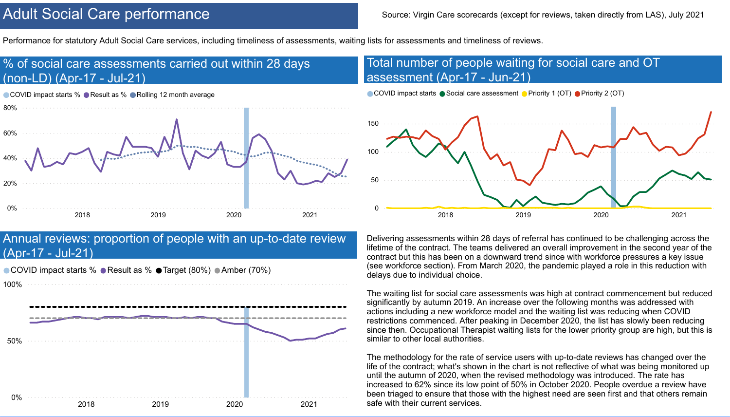# Adult Social Care performance

Source: Virgin Care scorecards (except for reviews, taken directly from LAS), July 2021

Performance for statutory Adult Social Care services, including timeliness of assessments, waiting lists for assessments and timeliness of reviews.

## % of social care assessments carried out within 28 days (non-LD) (Apr-17 - Jul-21)

COVID impact starts % | Result as % | Rolling 12 month average

## Total number of people waiting for social care and OT assessment (Apr-17 - Jun-21)

COVID impact starts | Social care assessment | Priority 1 (OT) | Priority 2 (OT)

## Annual reviews: proportion of people with an up-to-date review (Apr-17 - Jul-21)

COVID impact starts % | Result as % | Target (80%) | Amber (70%)

Delivering assessments within 28 days of referral has continued to be challenging across the lifetime of the contract. The teams delivered an overall improvement in the second year of the contract but this has been on a downward trend since with workforce pressures a key issue (see workforce section). From March 2020, the pandemic played a role in this reduction with delays due to individual choice.

The waiting list for social care assessments was high at contract commencement but reduced significantly by autumn 2019. An increase over the following months was addressed with actions including a new workforce model and the waiting list was reducing when COVID restrictions commenced. After peaking in December 2020, the list has slowly been reducing since then. Occupational Therapist waiting lists for the lower priority group are high, but this is similar to other local authorities.

The methodology for the rate of service users with up-to-date reviews has changed over the life of the contract; what's shown in the chart is not reflective of what was being monitored up until the autumn of 2020, when the revised methodology was introduced. The rate has increased to 62% since its low point of 50% in October 2020. People overdue a review have been triaged to ensure that those with the highest need are seen first and that others remain safe with their current services.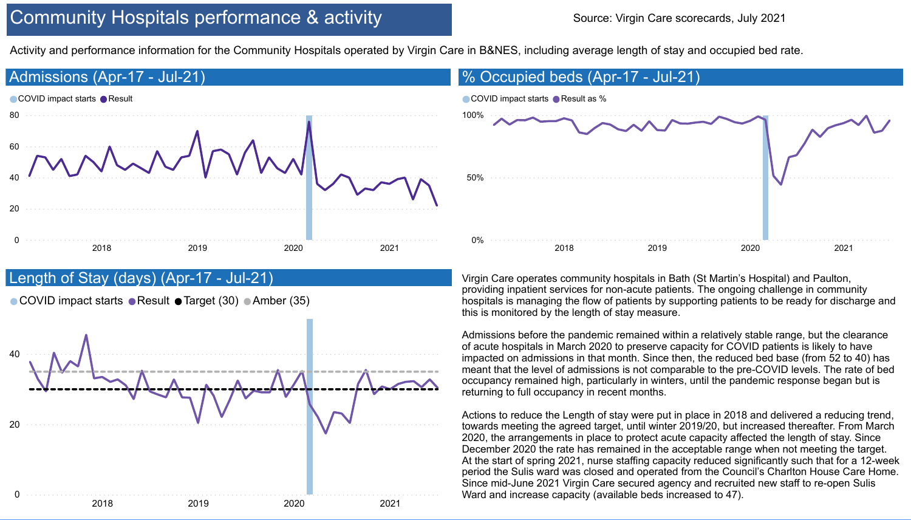# Community Hospitals performance & activity

Source: Virgin Care scorecards, July 2021

Activity and performance information for the Community Hospitals operated by Virgin Care in B&NES, including average length of stay and occupied bed rate.

## Admissions (Apr-17 - Jul-21)

COVID impact starts · Result

## % Occupied beds (Apr-17 - Jul-21)

COVID impact starts · Result as %

## Length of Stay (days) (Apr-17 - Jul-21)

COVID impact starts · Result · Target (30) · Amber (35)

Virgin Care operates community hospitals in Bath (St Martin's Hospital) and Paulton, providing inpatient services for non-acute patients. The ongoing challenge in community hospitals is managing the flow of patients by supporting patients to be ready for discharge and this is monitored by the length of stay measure.

Admissions before the pandemic remained within a relatively stable range, but the clearance of acute hospitals in March 2020 to preserve capacity for COVID patients is likely to have impacted on admissions in that month. Since then, the reduced bed base (from 52 to 40) has meant that the level of admissions is not comparable to the pre-COVID levels. The rate of bed occupancy remained high, particularly in winters, until the pandemic response began but is returning to full occupancy in recent months.

Actions to reduce the Length of stay were put in place in 2018 and delivered a reducing trend, towards meeting the agreed target, until winter 2019/20, but increased thereafter. From March 2020, the arrangements in place to protect acute capacity affected the length of stay. Since December 2020 the rate has remained in the acceptable range when not meeting the target. At the start of spring 2021, nurse staffing capacity reduced significantly such that for a 12-week period the Sulis ward was closed and operated from the Council's Charlton House Care Home. Since mid-June 2021 Virgin Care secured agency and recruited new staff to re-open Sulis Ward and increase capacity (available beds increased to 47).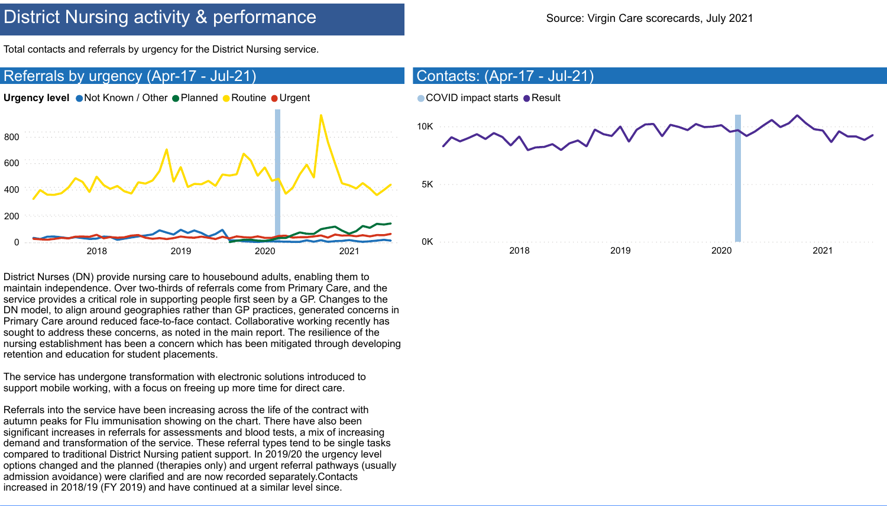# District Nursing activity & performance

Source: Virgin Care scorecards, July 2021

Total contacts and referrals by urgency for the District Nursing service.

## Referrals by urgency (Apr-17 - Jul-21)

Urgency level ● Not Known / Other ● Planned ● Routine ● Urgent

## Contacts: (Apr-17 - Jul-21)

● COVID impact starts ● Result

District Nurses (DN) provide nursing care to housebound adults, enabling them to maintain independence. Over two-thirds of referrals come from Primary Care, and the service provides a critical role in supporting people first seen by a GP. Changes to the DN model, to align around geographies rather than GP practices, generated concerns in Primary Care around reduced face-to-face contact. Collaborative working recently has sought to address these concerns, as noted in the main report. The resilience of the nursing establishment has been a concern which has been mitigated through developing retention and education for student placements.

The service has undergone transformation with electronic solutions introduced to support mobile working, with a focus on freeing up more time for direct care.

Referrals into the service have been increasing across the life of the contract with autumn peaks for Flu immunisation showing on the chart. There have also been significant increases in referrals for assessments and blood tests, a mix of increasing demand and transformation of the service. These referral types tend to be single tasks compared to traditional District Nursing patient support. In 2019/20 the urgency level options changed and the planned (therapies only) and urgent referral pathways (usually admission avoidance) were clarified and are now recorded separately.Contacts increased in 2018/19 (FY 2019) and have continued at a similar level since.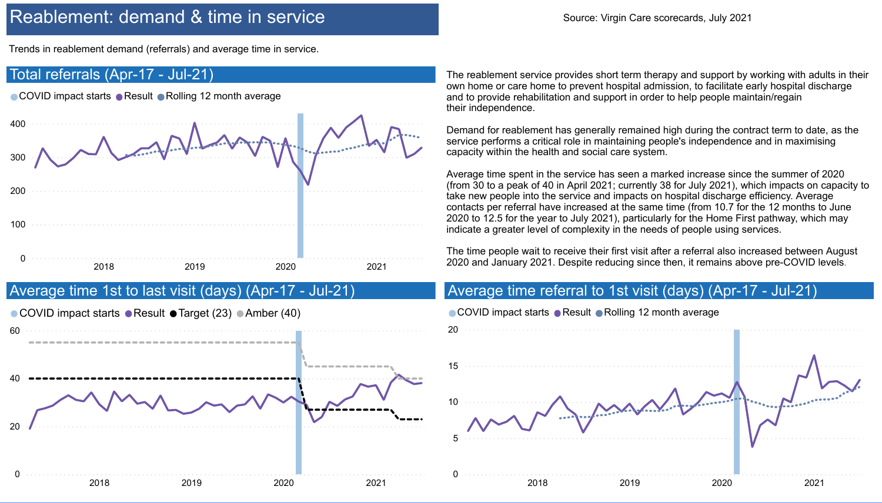# Reablement: demand & time in service

Source: Virgin Care scorecards, July 2021

Trends in reablement demand (referrals) and average time in service.

## Total referrals (Apr-17 - Jul-21)

COVID impact starts · Result · Rolling 12 month average

The reablement service provides short term therapy and support by working with adults in their own home or care home to prevent hospital admission, to facilitate early hospital discharge and to provide rehabilitation and support in order to help people maintain/regain their independence.

Demand for reablement has generally remained high during the contract term to date, as the service performs a critical role in maintaining people's independence and in maximising capacity within the health and social care system.

Average time spent in the service has seen a marked increase since the summer of 2020 (from 30 to a peak of 40 in April 2021; currently 38 for July 2021), which impacts on capacity to take new people into the service and impacts on hospital discharge efficiency. Average contacts per referral have increased at the same time (from 10.7 for the 12 months to June 2020 to 12.5 for the year to July 2021), particularly for the Home First pathway, which may indicate a greater level of complexity in the needs of people using services.

The time people wait to receive their first visit after a referral also increased between August 2020 and January 2021. Despite reducing since then, it remains above pre-COVID levels.

## Average time 1st to last visit (days) (Apr-17 - Jul-21)

COVID impact starts · Result · Target (23) · Amber (40)

## Average time referral to 1st visit (days) (Apr-17 - Jul-21)

COVID impact starts · Result · Rolling 12 month average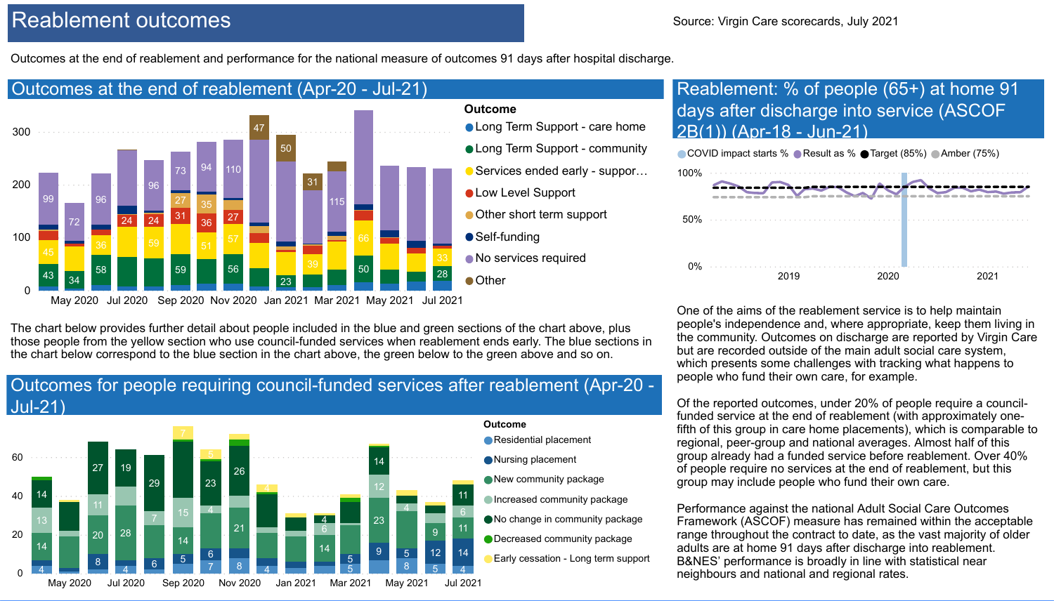# Reablement outcomes

Source: Virgin Care scorecards, July 2021

Outcomes at the end of reablement and performance for the national measure of outcomes 91 days after hospital discharge.

## Outcomes at the end of reablement (Apr-20 - Jul-21)

Outcome
- Long Term Support - care home
- Long Term Support - community
- Services ended early - suppor…
- Low Level Support
- Other short term support
- Self-funding
- No services required
- Other

The chart below provides further detail about people included in the blue and green sections of the chart above, plus those people from the yellow section who use council-funded services when reablement ends early. The blue sections in the chart below correspond to the blue section in the chart above, the green below to the green above and so on.

## Outcomes for people requiring council-funded services after reablement (Apr-20 - Jul-21)

Outcome
- Residential placement
- Nursing placement
- New community package
- Increased community package
- No change in community package
- Decreased community package
- Early cessation - Long term support

## Reablement: % of people (65+) at home 91 days after discharge into service (ASCOF 2B(1)) (Apr-18 - Jun-21)

COVID impact starts % | Result as % | Target (85%) | Amber (75%)

One of the aims of the reablement service is to help maintain people's independence and, where appropriate, keep them living in the community. Outcomes on discharge are reported by Virgin Care but are recorded outside of the main adult social care system, which presents some challenges with tracking what happens to people who fund their own care, for example.

Of the reported outcomes, under 20% of people require a council-funded service at the end of reablement (with approximately one-fifth of this group in care home placements), which is comparable to regional, peer-group and national averages. Almost half of this group already had a funded service before reablement. Over 40% of people require no services at the end of reablement, but this group may include people who fund their own care.

Performance against the national Adult Social Care Outcomes Framework (ASCOF) measure has remained within the acceptable range throughout the contract to date, as the vast majority of older adults are at home 91 days after discharge into reablement. B&NES' performance is broadly in line with statistical near neighbours and national and regional rates.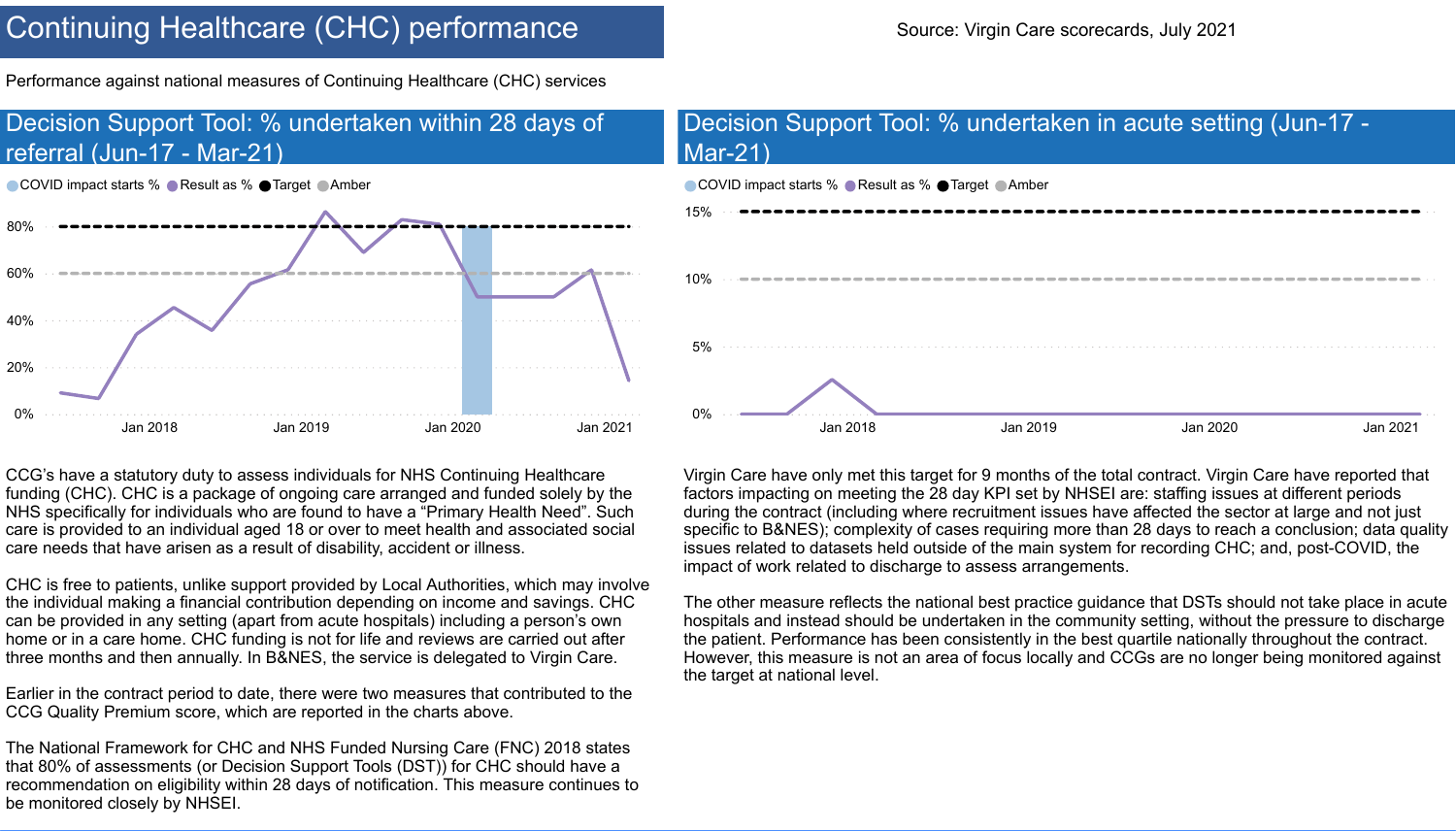# Continuing Healthcare (CHC) performance

Source: Virgin Care scorecards, July 2021

Performance against national measures of Continuing Healthcare (CHC) services

## Decision Support Tool: % undertaken within 28 days of referral (Jun-17 - Mar-21)

COVID impact starts % · Result as % · Target · Amber

80%
60%
40%
20%
0%

Jan 2018
Jan 2019
Jan 2020
Jan 2021

## Decision Support Tool: % undertaken in acute setting (Jun-17 - Mar-21)

COVID impact starts % · Result as % · Target · Amber

15%
10%
5%
0%

Jan 2018
Jan 2019
Jan 2020
Jan 2021

CCG's have a statutory duty to assess individuals for NHS Continuing Healthcare funding (CHC). CHC is a package of ongoing care arranged and funded solely by the NHS specifically for individuals who are found to have a "Primary Health Need". Such care is provided to an individual aged 18 or over to meet health and associated social care needs that have arisen as a result of disability, accident or illness.

CHC is free to patients, unlike support provided by Local Authorities, which may involve the individual making a financial contribution depending on income and savings. CHC can be provided in any setting (apart from acute hospitals) including a person's own home or in a care home. CHC funding is not for life and reviews are carried out after three months and then annually. In B&NES, the service is delegated to Virgin Care.

Earlier in the contract period to date, there were two measures that contributed to the CCG Quality Premium score, which are reported in the charts above.

The National Framework for CHC and NHS Funded Nursing Care (FNC) 2018 states that 80% of assessments (or Decision Support Tools (DST)) for CHC should have a recommendation on eligibility within 28 days of notification. This measure continues to be monitored closely by NHSEI.

Virgin Care have only met this target for 9 months of the total contract. Virgin Care have reported that factors impacting on meeting the 28 day KPI set by NHSEI are: staffing issues at different periods during the contract (including where recruitment issues have affected the sector at large and not just specific to B&NES); complexity of cases requiring more than 28 days to reach a conclusion; data quality issues related to datasets held outside of the main system for recording CHC; and, post-COVID, the impact of work related to discharge to assess arrangements.

The other measure reflects the national best practice guidance that DSTs should not take place in acute hospitals and instead should be undertaken in the community setting, without the pressure to discharge the patient. Performance has been consistently in the best quartile nationally throughout the contract. However, this measure is not an area of focus locally and CCGs are no longer being monitored against the target at national level.